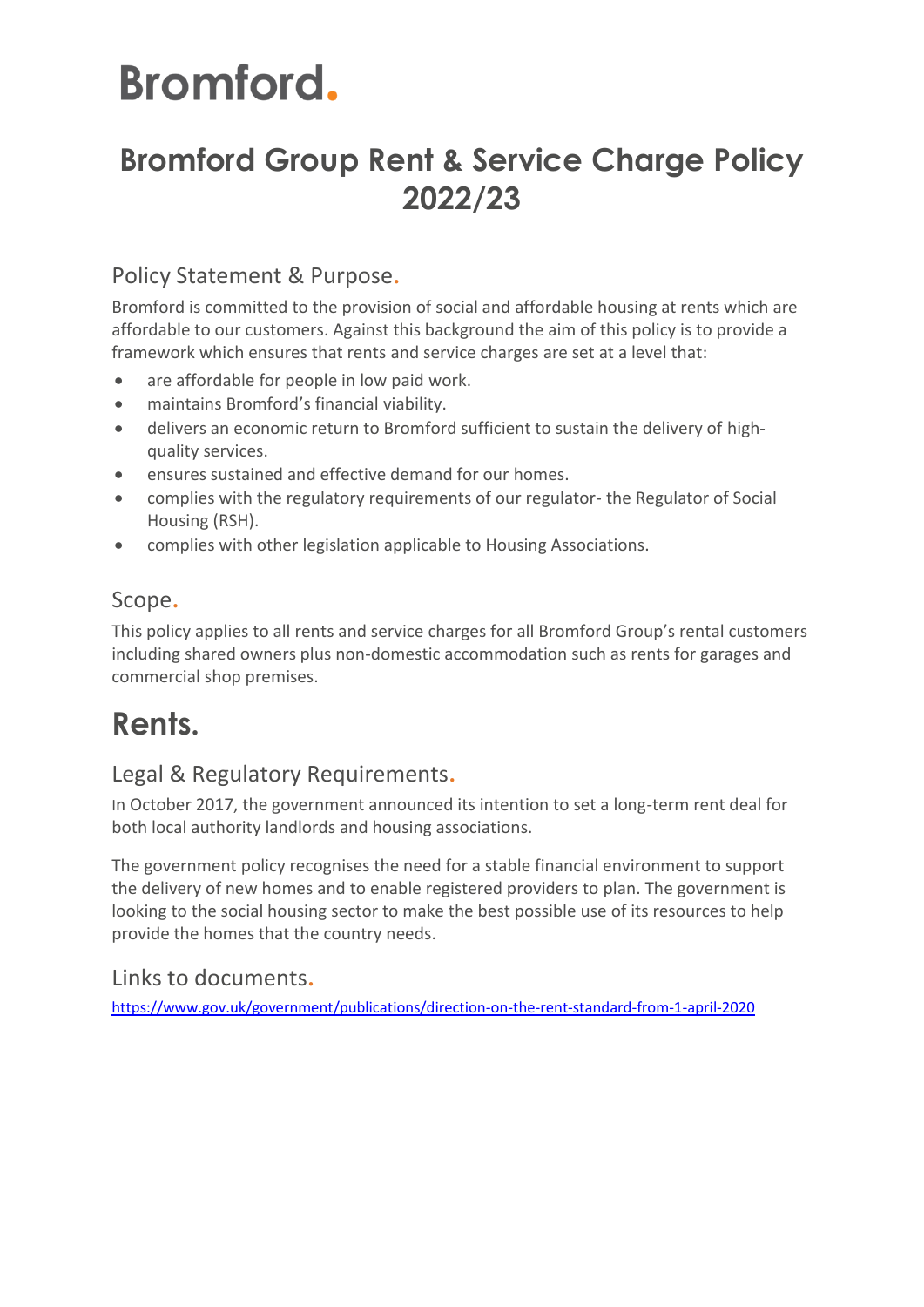Bromford.

# Bromford Group Rent & Service Charge Policy 2022/23

## Policy Statement & Purpose.

Bromford is committed to the provision of social and affordable housing at rents which are affordable to our customers. Against this background the aim of this policy is to provide a framework which ensures that rents and service charges are set at a level that:

- are affordable for people in low paid work.
- maintains Bromford's financial viability.
- delivers an economic return to Bromford sufficient to sustain the delivery of high-quality services.
- ensures sustained and effective demand for our homes.
- complies with the regulatory requirements of our regulator- the Regulator of Social Housing (RSH).
- complies with other legislation applicable to Housing Associations.

## Scope.

This policy applies to all rents and service charges for all Bromford Group's rental customers including shared owners plus non-domestic accommodation such as rents for garages and commercial shop premises.

# Rents.

## Legal & Regulatory Requirements.

In October 2017, the government announced its intention to set a long-term rent deal for both local authority landlords and housing associations.

The government policy recognises the need for a stable financial environment to support the delivery of new homes and to enable registered providers to plan. The government is looking to the social housing sector to make the best possible use of its resources to help provide the homes that the country needs.

## Links to documents.

https://www.gov.uk/government/publications/direction-on-the-rent-standard-from-1-april-2020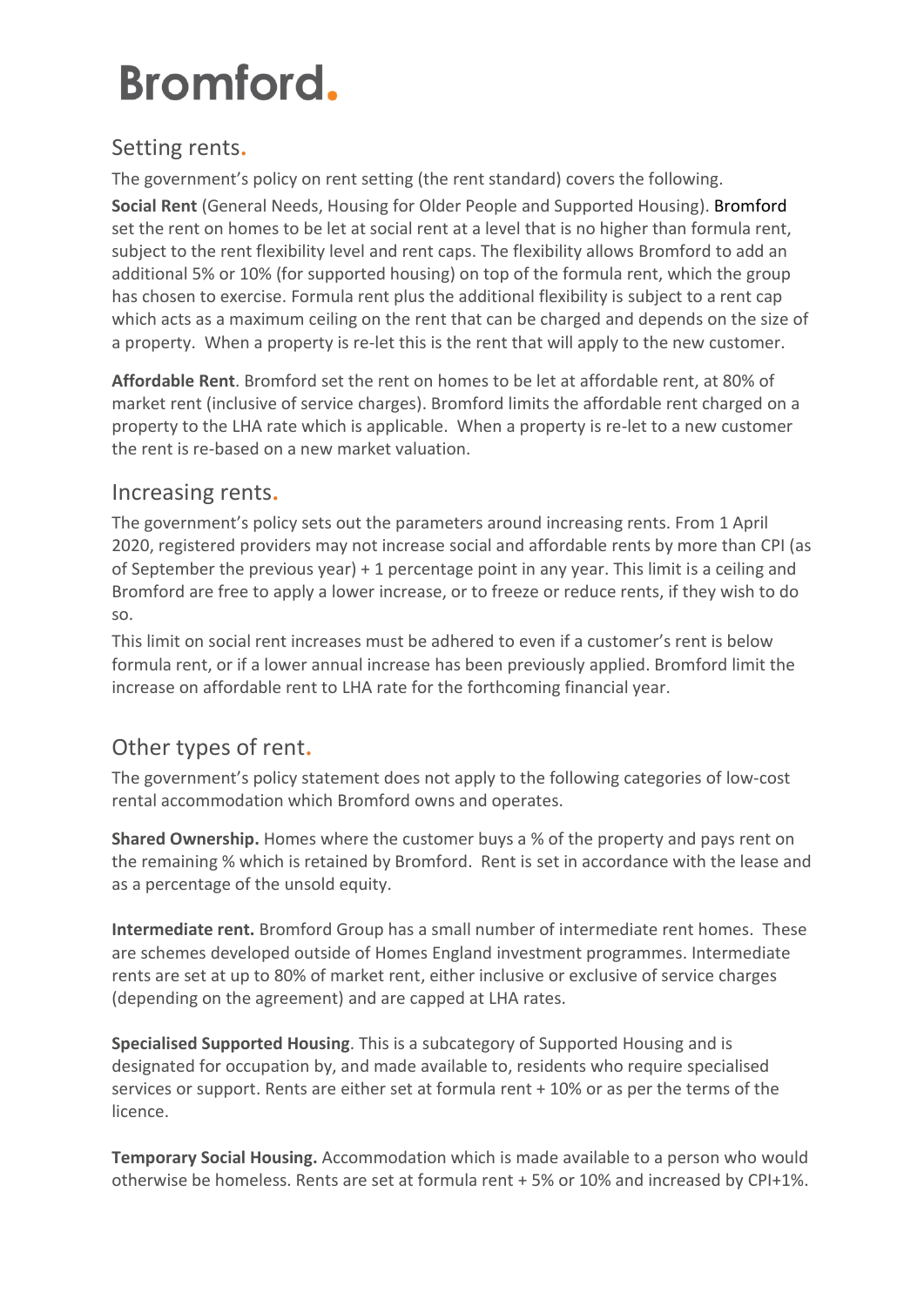# Bromford.

## Setting rents.

The government's policy on rent setting (the rent standard) covers the following.

**Social Rent** (General Needs, Housing for Older People and Supported Housing). Bromford set the rent on homes to be let at social rent at a level that is no higher than formula rent, subject to the rent flexibility level and rent caps. The flexibility allows Bromford to add an additional 5% or 10% (for supported housing) on top of the formula rent, which the group has chosen to exercise. Formula rent plus the additional flexibility is subject to a rent cap which acts as a maximum ceiling on the rent that can be charged and depends on the size of a property. When a property is re-let this is the rent that will apply to the new customer.

**Affordable Rent**. Bromford set the rent on homes to be let at affordable rent, at 80% of market rent (inclusive of service charges). Bromford limits the affordable rent charged on a property to the LHA rate which is applicable. When a property is re-let to a new customer the rent is re-based on a new market valuation.

## Increasing rents.

The government's policy sets out the parameters around increasing rents. From 1 April 2020, registered providers may not increase social and affordable rents by more than CPI (as of September the previous year) + 1 percentage point in any year. This limit is a ceiling and Bromford are free to apply a lower increase, or to freeze or reduce rents, if they wish to do so.

This limit on social rent increases must be adhered to even if a customer's rent is below formula rent, or if a lower annual increase has been previously applied. Bromford limit the increase on affordable rent to LHA rate for the forthcoming financial year.

## Other types of rent.

The government's policy statement does not apply to the following categories of low-cost rental accommodation which Bromford owns and operates.

**Shared Ownership.** Homes where the customer buys a % of the property and pays rent on the remaining % which is retained by Bromford. Rent is set in accordance with the lease and as a percentage of the unsold equity.

**Intermediate rent.** Bromford Group has a small number of intermediate rent homes. These are schemes developed outside of Homes England investment programmes. Intermediate rents are set at up to 80% of market rent, either inclusive or exclusive of service charges (depending on the agreement) and are capped at LHA rates.

**Specialised Supported Housing**. This is a subcategory of Supported Housing and is designated for occupation by, and made available to, residents who require specialised services or support. Rents are either set at formula rent + 10% or as per the terms of the licence.

**Temporary Social Housing.** Accommodation which is made available to a person who would otherwise be homeless. Rents are set at formula rent + 5% or 10% and increased by CPI+1%.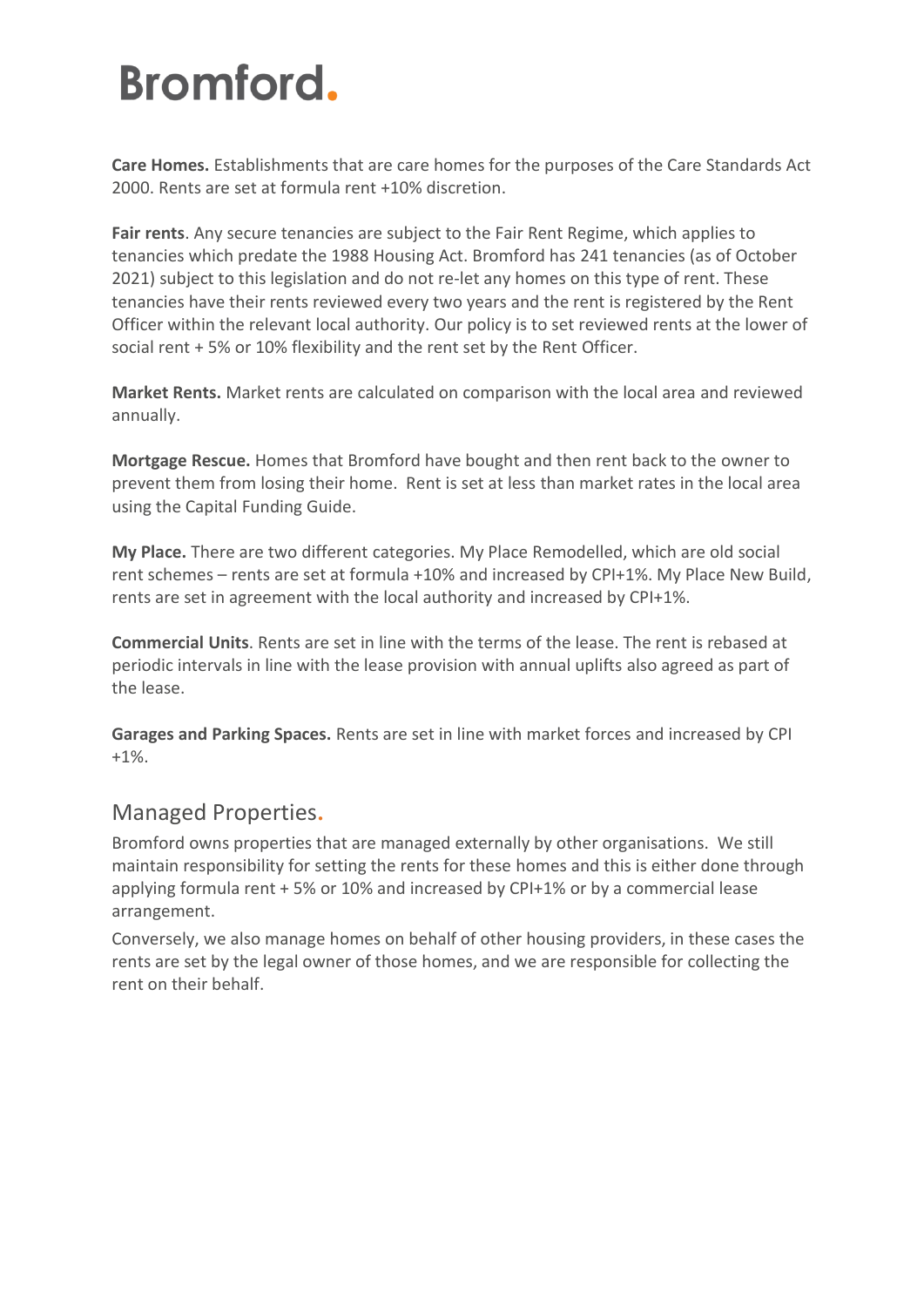**Care Homes.** Establishments that are care homes for the purposes of the Care Standards Act 2000. Rents are set at formula rent +10% discretion.

**Fair rents**. Any secure tenancies are subject to the Fair Rent Regime, which applies to tenancies which predate the 1988 Housing Act. Bromford has 241 tenancies (as of October 2021) subject to this legislation and do not re-let any homes on this type of rent. These tenancies have their rents reviewed every two years and the rent is registered by the Rent Officer within the relevant local authority. Our policy is to set reviewed rents at the lower of social rent + 5% or 10% flexibility and the rent set by the Rent Officer.

**Market Rents.** Market rents are calculated on comparison with the local area and reviewed annually.

**Mortgage Rescue.** Homes that Bromford have bought and then rent back to the owner to prevent them from losing their home. Rent is set at less than market rates in the local area using the Capital Funding Guide.

**My Place.** There are two different categories. My Place Remodelled, which are old social rent schemes – rents are set at formula +10% and increased by CPI+1%. My Place New Build, rents are set in agreement with the local authority and increased by CPI+1%.

**Commercial Units**. Rents are set in line with the terms of the lease. The rent is rebased at periodic intervals in line with the lease provision with annual uplifts also agreed as part of the lease.

**Garages and Parking Spaces.** Rents are set in line with market forces and increased by CPI +1%.

## Managed Properties.

Bromford owns properties that are managed externally by other organisations. We still maintain responsibility for setting the rents for these homes and this is either done through applying formula rent + 5% or 10% and increased by CPI+1% or by a commercial lease arrangement.

Conversely, we also manage homes on behalf of other housing providers, in these cases the rents are set by the legal owner of those homes, and we are responsible for collecting the rent on their behalf.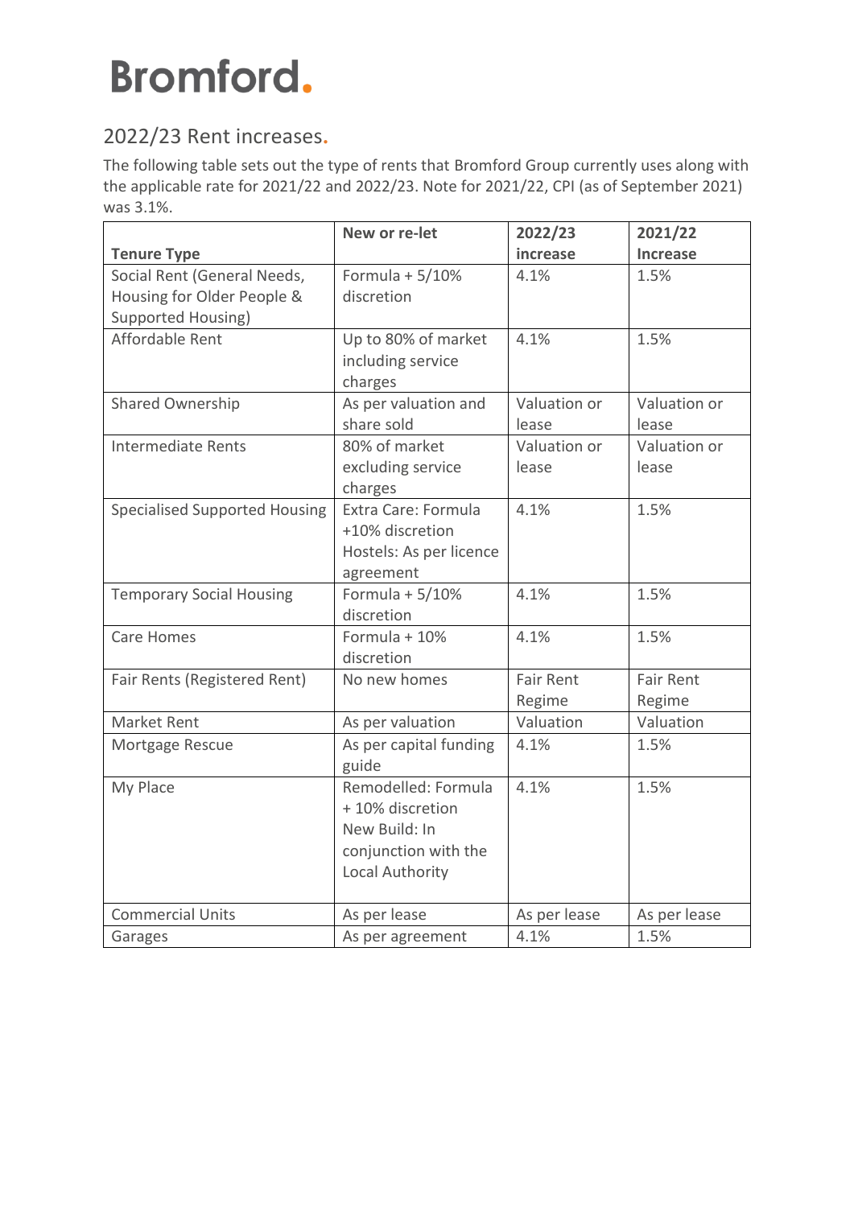# Bromford.

## 2022/23 Rent increases.

The following table sets out the type of rents that Bromford Group currently uses along with the applicable rate for 2021/22 and 2022/23. Note for 2021/22, CPI (as of September 2021) was 3.1%.

| Tenure Type | New or re-let | 2022/23 increase | 2021/22 Increase |
|---|---|---|---|
| Social Rent (General Needs, Housing for Older People & Supported Housing) | Formula + 5/10% discretion | 4.1% | 1.5% |
| Affordable Rent | Up to 80% of market including service charges | 4.1% | 1.5% |
| Shared Ownership | As per valuation and share sold | Valuation or lease | Valuation or lease |
| Intermediate Rents | 80% of market excluding service charges | Valuation or lease | Valuation or lease |
| Specialised Supported Housing | Extra Care: Formula +10% discretion Hostels: As per licence agreement | 4.1% | 1.5% |
| Temporary Social Housing | Formula + 5/10% discretion | 4.1% | 1.5% |
| Care Homes | Formula + 10% discretion | 4.1% | 1.5% |
| Fair Rents (Registered Rent) | No new homes | Fair Rent Regime | Fair Rent Regime |
| Market Rent | As per valuation | Valuation | Valuation |
| Mortgage Rescue | As per capital funding guide | 4.1% | 1.5% |
| My Place | Remodelled: Formula + 10% discretion New Build: In conjunction with the Local Authority | 4.1% | 1.5% |
| Commercial Units | As per lease | As per lease | As per lease |
| Garages | As per agreement | 4.1% | 1.5% |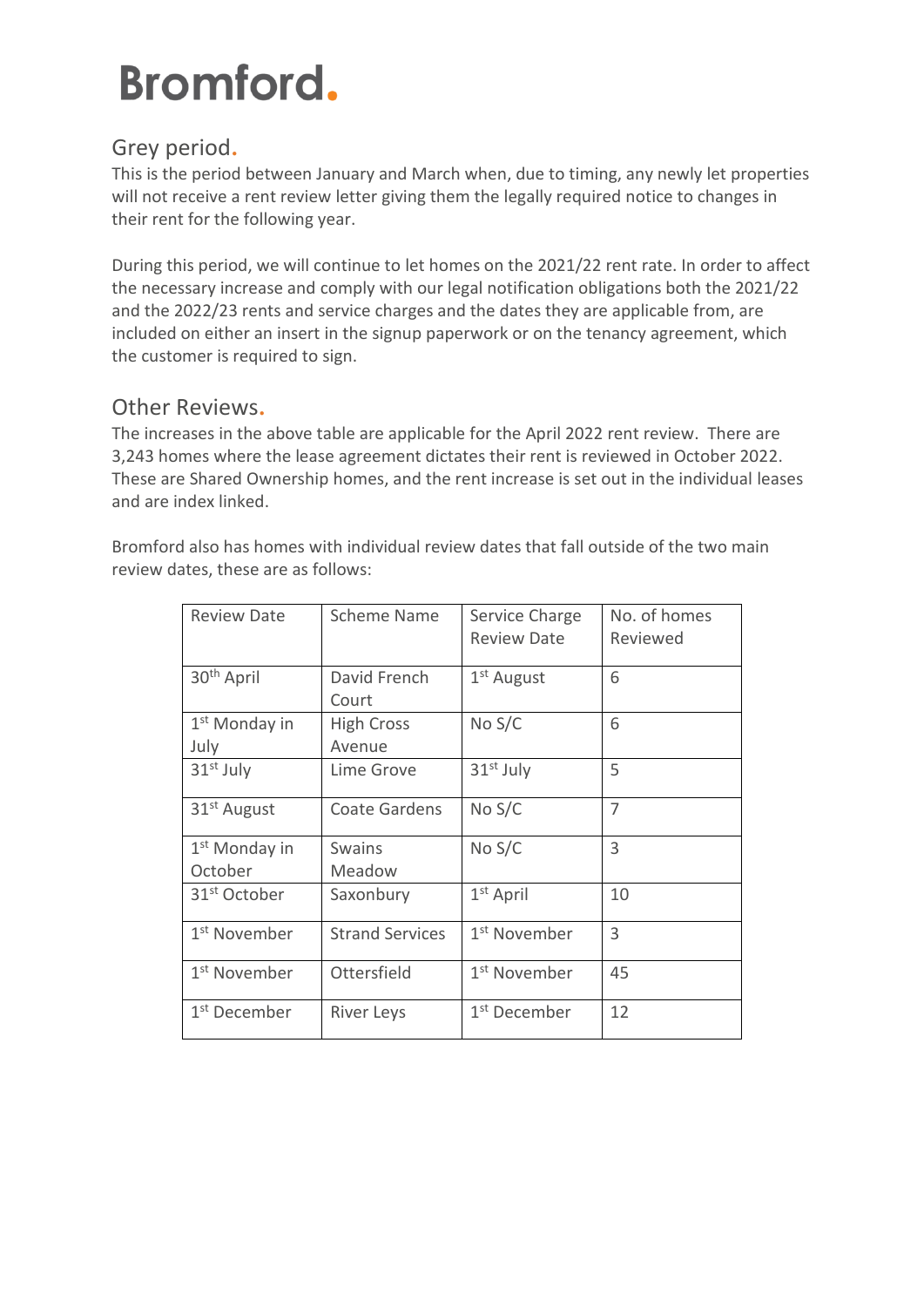Bromford.

## Grey period.

This is the period between January and March when, due to timing, any newly let properties will not receive a rent review letter giving them the legally required notice to changes in their rent for the following year.

During this period, we will continue to let homes on the 2021/22 rent rate. In order to affect the necessary increase and comply with our legal notification obligations both the 2021/22 and the 2022/23 rents and service charges and the dates they are applicable from, are included on either an insert in the signup paperwork or on the tenancy agreement, which the customer is required to sign.

## Other Reviews.

The increases in the above table are applicable for the April 2022 rent review. There are 3,243 homes where the lease agreement dictates their rent is reviewed in October 2022. These are Shared Ownership homes, and the rent increase is set out in the individual leases and are index linked.

Bromford also has homes with individual review dates that fall outside of the two main review dates, these are as follows:

| Review Date | Scheme Name | Service Charge Review Date | No. of homes Reviewed |
|---|---|---|---|
| 30th April | David French Court | 1st August | 6 |
| 1st Monday in July | High Cross Avenue | No S/C | 6 |
| 31st July | Lime Grove | 31st July | 5 |
| 31st August | Coate Gardens | No S/C | 7 |
| 1st Monday in October | Swains Meadow | No S/C | 3 |
| 31st October | Saxonbury | 1st April | 10 |
| 1st November | Strand Services | 1st November | 3 |
| 1st November | Ottersfield | 1st November | 45 |
| 1st December | River Leys | 1st December | 12 |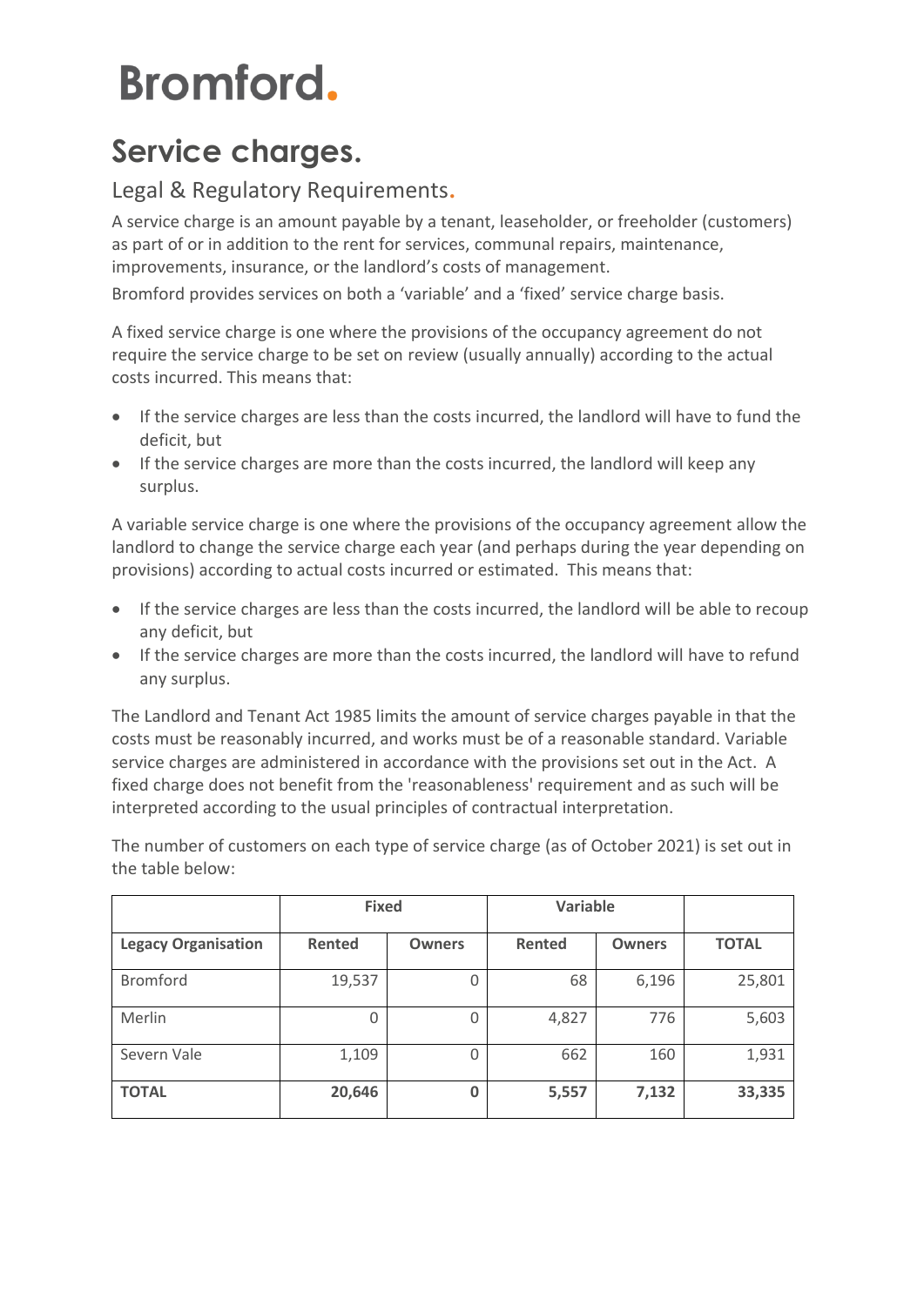# Bromford.

# Service charges.

## Legal & Regulatory Requirements.

A service charge is an amount payable by a tenant, leaseholder, or freeholder (customers) as part of or in addition to the rent for services, communal repairs, maintenance, improvements, insurance, or the landlord's costs of management.

Bromford provides services on both a 'variable' and a 'fixed' service charge basis.

A fixed service charge is one where the provisions of the occupancy agreement do not require the service charge to be set on review (usually annually) according to the actual costs incurred. This means that:

- If the service charges are less than the costs incurred, the landlord will have to fund the deficit, but
- If the service charges are more than the costs incurred, the landlord will keep any surplus.

A variable service charge is one where the provisions of the occupancy agreement allow the landlord to change the service charge each year (and perhaps during the year depending on provisions) according to actual costs incurred or estimated. This means that:

- If the service charges are less than the costs incurred, the landlord will be able to recoup any deficit, but
- If the service charges are more than the costs incurred, the landlord will have to refund any surplus.

The Landlord and Tenant Act 1985 limits the amount of service charges payable in that the costs must be reasonably incurred, and works must be of a reasonable standard. Variable service charges are administered in accordance with the provisions set out in the Act. A fixed charge does not benefit from the 'reasonableness' requirement and as such will be interpreted according to the usual principles of contractual interpretation.

The number of customers on each type of service charge (as of October 2021) is set out in the table below:

| | Fixed | | Variable | | |
|---|---|---|---|---|---|
| **Legacy Organisation** | **Rented** | **Owners** | **Rented** | **Owners** | **TOTAL** |
| Bromford | 19,537 | 0 | 68 | 6,196 | 25,801 |
| Merlin | 0 | 0 | 4,827 | 776 | 5,603 |
| Severn Vale | 1,109 | 0 | 662 | 160 | 1,931 |
| **TOTAL** | **20,646** | **0** | **5,557** | **7,132** | **33,335** |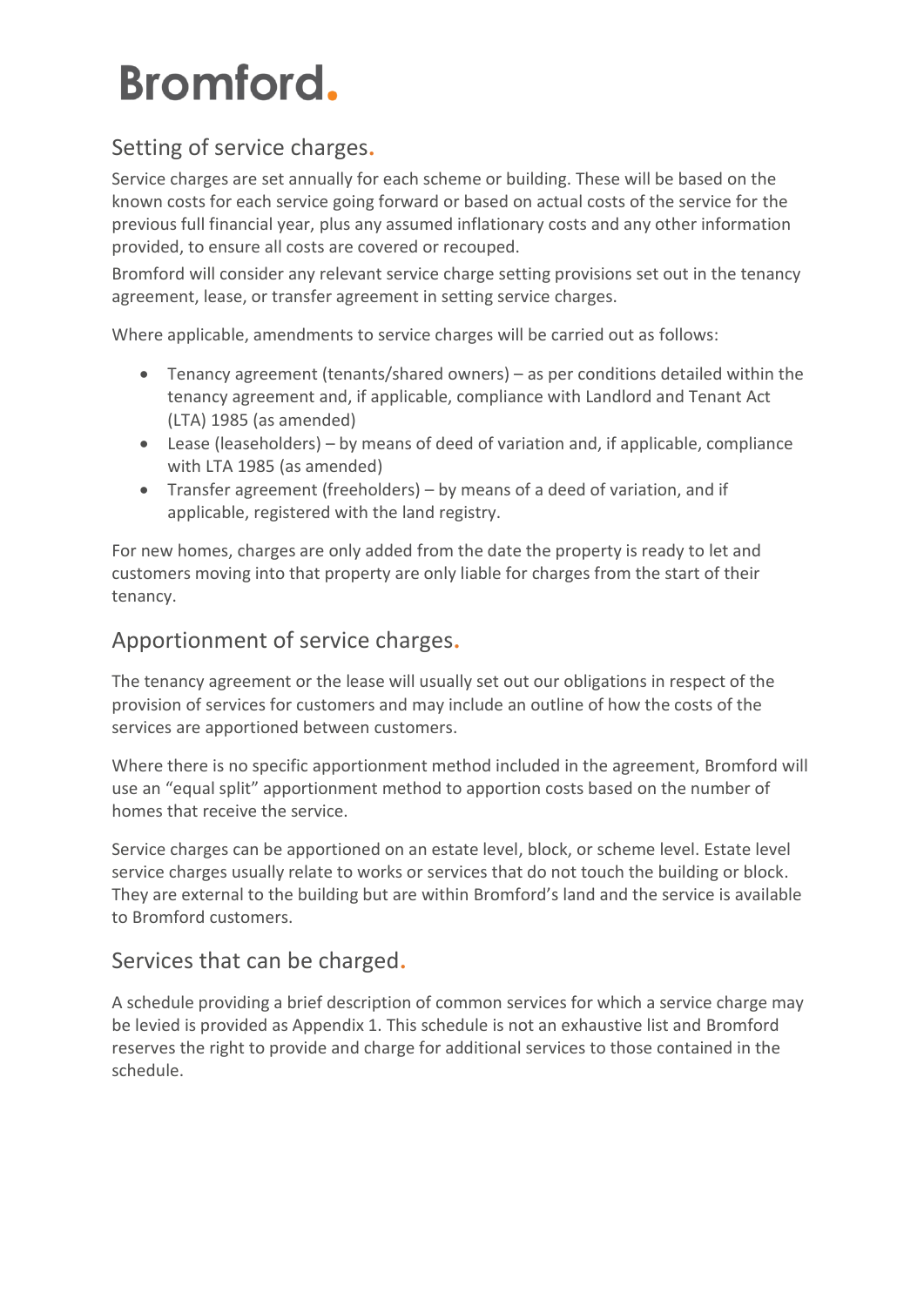## Setting of service charges.

Service charges are set annually for each scheme or building. These will be based on the known costs for each service going forward or based on actual costs of the service for the previous full financial year, plus any assumed inflationary costs and any other information provided, to ensure all costs are covered or recouped.

Bromford will consider any relevant service charge setting provisions set out in the tenancy agreement, lease, or transfer agreement in setting service charges.

Where applicable, amendments to service charges will be carried out as follows:

- Tenancy agreement (tenants/shared owners) – as per conditions detailed within the tenancy agreement and, if applicable, compliance with Landlord and Tenant Act (LTA) 1985 (as amended)
- Lease (leaseholders) – by means of deed of variation and, if applicable, compliance with LTA 1985 (as amended)
- Transfer agreement (freeholders) – by means of a deed of variation, and if applicable, registered with the land registry.

For new homes, charges are only added from the date the property is ready to let and customers moving into that property are only liable for charges from the start of their tenancy.

## Apportionment of service charges.

The tenancy agreement or the lease will usually set out our obligations in respect of the provision of services for customers and may include an outline of how the costs of the services are apportioned between customers.

Where there is no specific apportionment method included in the agreement, Bromford will use an "equal split" apportionment method to apportion costs based on the number of homes that receive the service.

Service charges can be apportioned on an estate level, block, or scheme level. Estate level service charges usually relate to works or services that do not touch the building or block. They are external to the building but are within Bromford's land and the service is available to Bromford customers.

## Services that can be charged.

A schedule providing a brief description of common services for which a service charge may be levied is provided as Appendix 1. This schedule is not an exhaustive list and Bromford reserves the right to provide and charge for additional services to those contained in the schedule.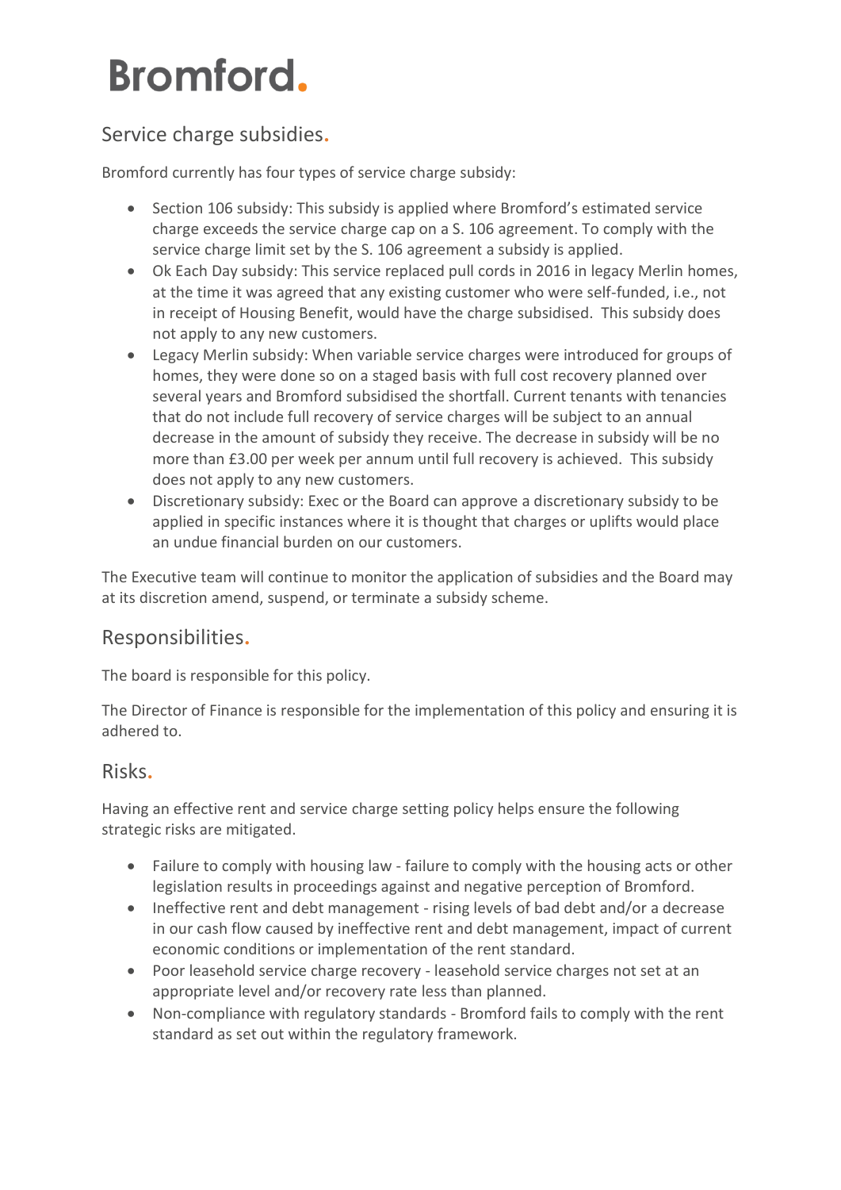# Bromford.

## Service charge subsidies.

Bromford currently has four types of service charge subsidy:

- Section 106 subsidy: This subsidy is applied where Bromford's estimated service charge exceeds the service charge cap on a S. 106 agreement. To comply with the service charge limit set by the S. 106 agreement a subsidy is applied.
- Ok Each Day subsidy: This service replaced pull cords in 2016 in legacy Merlin homes, at the time it was agreed that any existing customer who were self-funded, i.e., not in receipt of Housing Benefit, would have the charge subsidised. This subsidy does not apply to any new customers.
- Legacy Merlin subsidy: When variable service charges were introduced for groups of homes, they were done so on a staged basis with full cost recovery planned over several years and Bromford subsidised the shortfall. Current tenants with tenancies that do not include full recovery of service charges will be subject to an annual decrease in the amount of subsidy they receive. The decrease in subsidy will be no more than £3.00 per week per annum until full recovery is achieved. This subsidy does not apply to any new customers.
- Discretionary subsidy: Exec or the Board can approve a discretionary subsidy to be applied in specific instances where it is thought that charges or uplifts would place an undue financial burden on our customers.

The Executive team will continue to monitor the application of subsidies and the Board may at its discretion amend, suspend, or terminate a subsidy scheme.

## Responsibilities.

The board is responsible for this policy.

The Director of Finance is responsible for the implementation of this policy and ensuring it is adhered to.

## Risks.

Having an effective rent and service charge setting policy helps ensure the following strategic risks are mitigated.

- Failure to comply with housing law - failure to comply with the housing acts or other legislation results in proceedings against and negative perception of Bromford.
- Ineffective rent and debt management - rising levels of bad debt and/or a decrease in our cash flow caused by ineffective rent and debt management, impact of current economic conditions or implementation of the rent standard.
- Poor leasehold service charge recovery - leasehold service charges not set at an appropriate level and/or recovery rate less than planned.
- Non-compliance with regulatory standards - Bromford fails to comply with the rent standard as set out within the regulatory framework.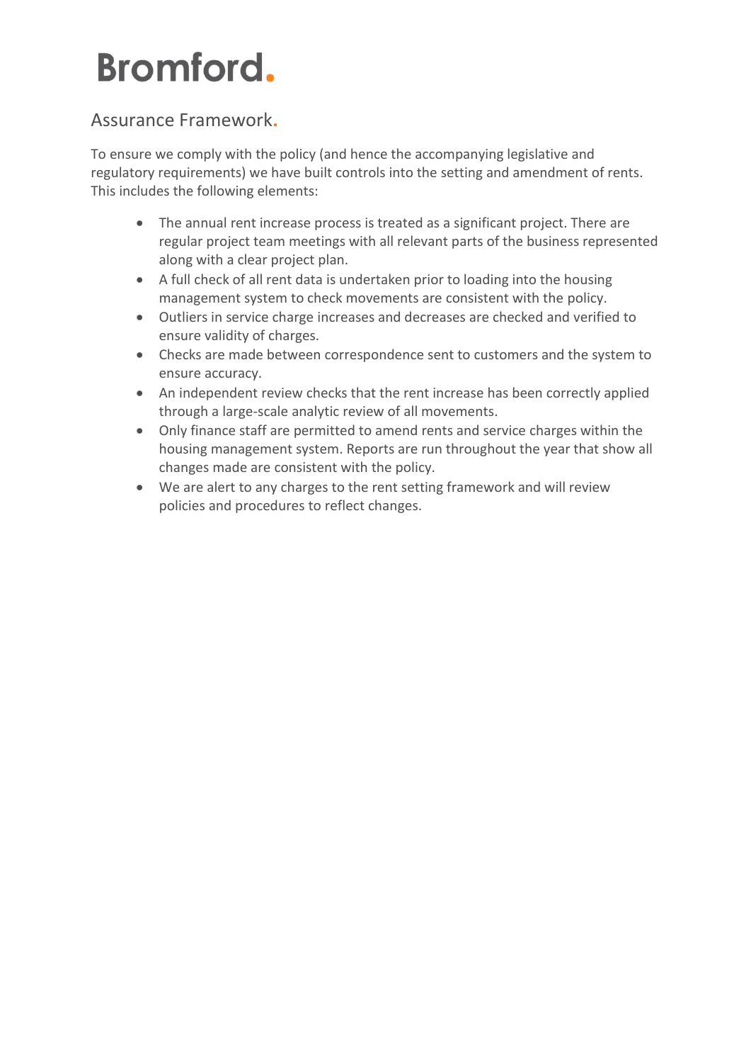# Bromford.

## Assurance Framework.

To ensure we comply with the policy (and hence the accompanying legislative and regulatory requirements) we have built controls into the setting and amendment of rents. This includes the following elements:

- The annual rent increase process is treated as a significant project. There are regular project team meetings with all relevant parts of the business represented along with a clear project plan.
- A full check of all rent data is undertaken prior to loading into the housing management system to check movements are consistent with the policy.
- Outliers in service charge increases and decreases are checked and verified to ensure validity of charges.
- Checks are made between correspondence sent to customers and the system to ensure accuracy.
- An independent review checks that the rent increase has been correctly applied through a large-scale analytic review of all movements.
- Only finance staff are permitted to amend rents and service charges within the housing management system. Reports are run throughout the year that show all changes made are consistent with the policy.
- We are alert to any charges to the rent setting framework and will review policies and procedures to reflect changes.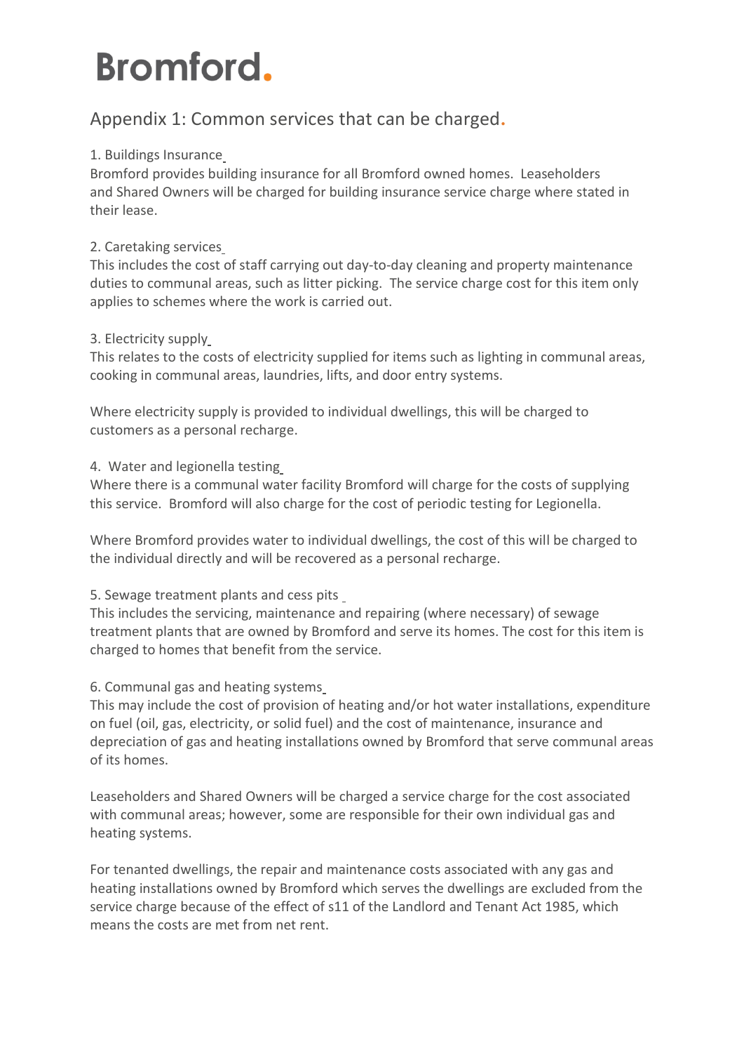# Bromford.

## Appendix 1: Common services that can be charged.

1. Buildings Insurance

Bromford provides building insurance for all Bromford owned homes. Leaseholders and Shared Owners will be charged for building insurance service charge where stated in their lease.

2. Caretaking services

This includes the cost of staff carrying out day-to-day cleaning and property maintenance duties to communal areas, such as litter picking. The service charge cost for this item only applies to schemes where the work is carried out.

3. Electricity supply

This relates to the costs of electricity supplied for items such as lighting in communal areas, cooking in communal areas, laundries, lifts, and door entry systems.

Where electricity supply is provided to individual dwellings, this will be charged to customers as a personal recharge.

4. Water and legionella testing

Where there is a communal water facility Bromford will charge for the costs of supplying this service. Bromford will also charge for the cost of periodic testing for Legionella.

Where Bromford provides water to individual dwellings, the cost of this will be charged to the individual directly and will be recovered as a personal recharge.

5. Sewage treatment plants and cess pits

This includes the servicing, maintenance and repairing (where necessary) of sewage treatment plants that are owned by Bromford and serve its homes. The cost for this item is charged to homes that benefit from the service.

6. Communal gas and heating systems

This may include the cost of provision of heating and/or hot water installations, expenditure on fuel (oil, gas, electricity, or solid fuel) and the cost of maintenance, insurance and depreciation of gas and heating installations owned by Bromford that serve communal areas of its homes.

Leaseholders and Shared Owners will be charged a service charge for the cost associated with communal areas; however, some are responsible for their own individual gas and heating systems.

For tenanted dwellings, the repair and maintenance costs associated with any gas and heating installations owned by Bromford which serves the dwellings are excluded from the service charge because of the effect of s11 of the Landlord and Tenant Act 1985, which means the costs are met from net rent.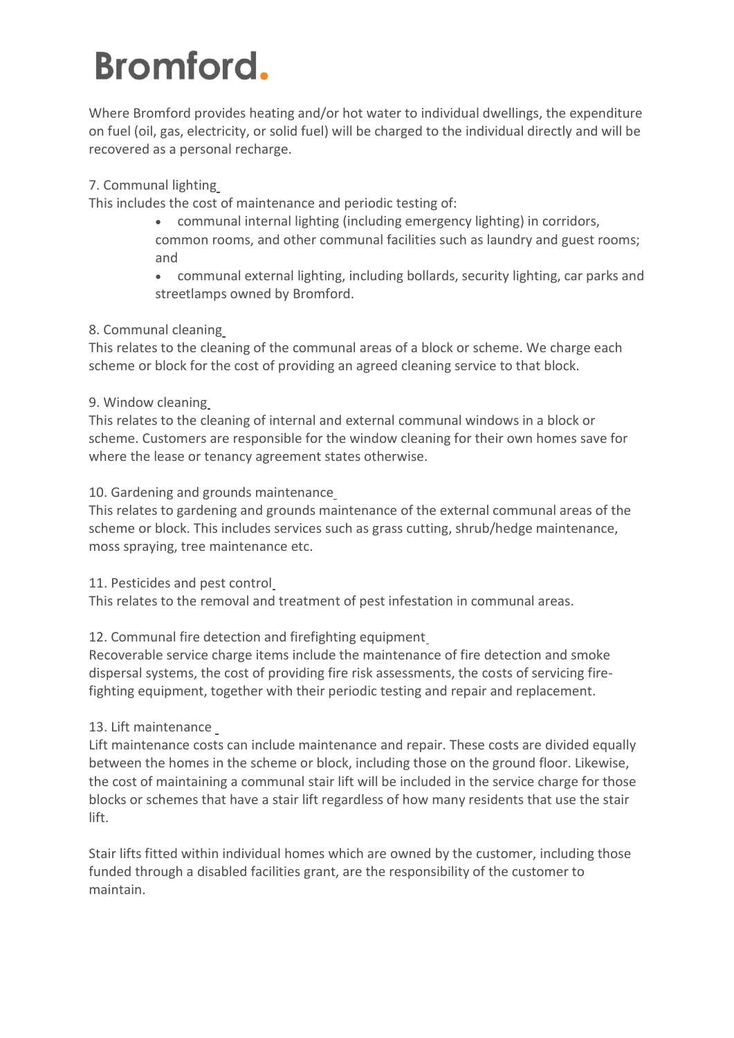Where Bromford provides heating and/or hot water to individual dwellings, the expenditure on fuel (oil, gas, electricity, or solid fuel) will be charged to the individual directly and will be recovered as a personal recharge.

### 7. Communal lighting

This includes the cost of maintenance and periodic testing of:

- communal internal lighting (including emergency lighting) in corridors, common rooms, and other communal facilities such as laundry and guest rooms; and
- communal external lighting, including bollards, security lighting, car parks and streetlamps owned by Bromford.

### 8. Communal cleaning

This relates to the cleaning of the communal areas of a block or scheme. We charge each scheme or block for the cost of providing an agreed cleaning service to that block.

### 9. Window cleaning

This relates to the cleaning of internal and external communal windows in a block or scheme. Customers are responsible for the window cleaning for their own homes save for where the lease or tenancy agreement states otherwise.

### 10. Gardening and grounds maintenance

This relates to gardening and grounds maintenance of the external communal areas of the scheme or block. This includes services such as grass cutting, shrub/hedge maintenance, moss spraying, tree maintenance etc.

### 11. Pesticides and pest control

This relates to the removal and treatment of pest infestation in communal areas.

### 12. Communal fire detection and firefighting equipment

Recoverable service charge items include the maintenance of fire detection and smoke dispersal systems, the cost of providing fire risk assessments, the costs of servicing fire-fighting equipment, together with their periodic testing and repair and replacement.

### 13. Lift maintenance

Lift maintenance costs can include maintenance and repair. These costs are divided equally between the homes in the scheme or block, including those on the ground floor. Likewise, the cost of maintaining a communal stair lift will be included in the service charge for those blocks or schemes that have a stair lift regardless of how many residents that use the stair lift.

Stair lifts fitted within individual homes which are owned by the customer, including those funded through a disabled facilities grant, are the responsibility of the customer to maintain.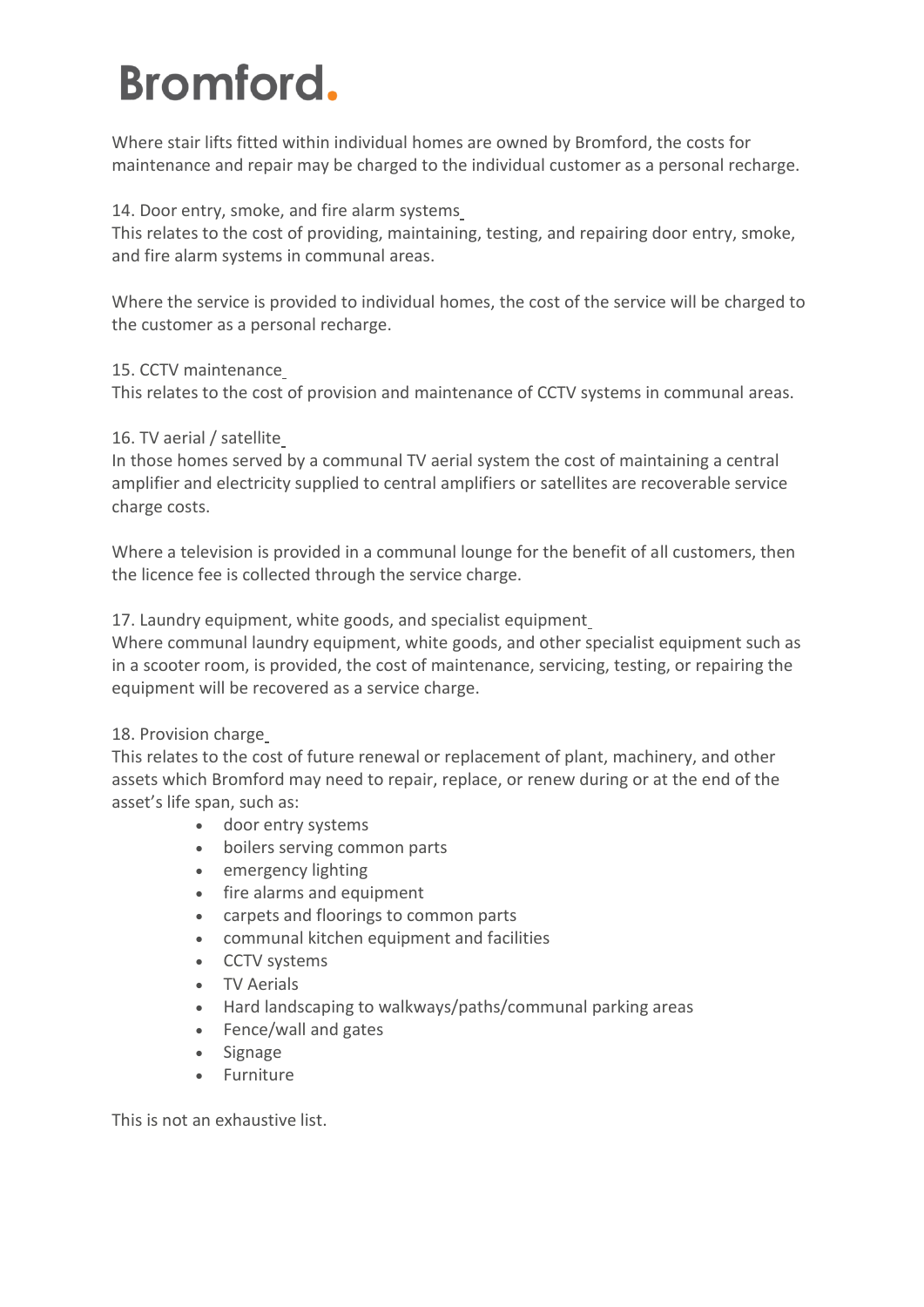Where stair lifts fitted within individual homes are owned by Bromford, the costs for maintenance and repair may be charged to the individual customer as a personal recharge.

14. Door entry, smoke, and fire alarm systems

This relates to the cost of providing, maintaining, testing, and repairing door entry, smoke, and fire alarm systems in communal areas.

Where the service is provided to individual homes, the cost of the service will be charged to the customer as a personal recharge.

15. CCTV maintenance

This relates to the cost of provision and maintenance of CCTV systems in communal areas.

16. TV aerial / satellite

In those homes served by a communal TV aerial system the cost of maintaining a central amplifier and electricity supplied to central amplifiers or satellites are recoverable service charge costs.

Where a television is provided in a communal lounge for the benefit of all customers, then the licence fee is collected through the service charge.

17. Laundry equipment, white goods, and specialist equipment

Where communal laundry equipment, white goods, and other specialist equipment such as in a scooter room, is provided, the cost of maintenance, servicing, testing, or repairing the equipment will be recovered as a service charge.

18. Provision charge

This relates to the cost of future renewal or replacement of plant, machinery, and other assets which Bromford may need to repair, replace, or renew during or at the end of the asset's life span, such as:

- door entry systems
- boilers serving common parts
- emergency lighting
- fire alarms and equipment
- carpets and floorings to common parts
- communal kitchen equipment and facilities
- CCTV systems
- TV Aerials
- Hard landscaping to walkways/paths/communal parking areas
- Fence/wall and gates
- Signage
- Furniture

This is not an exhaustive list.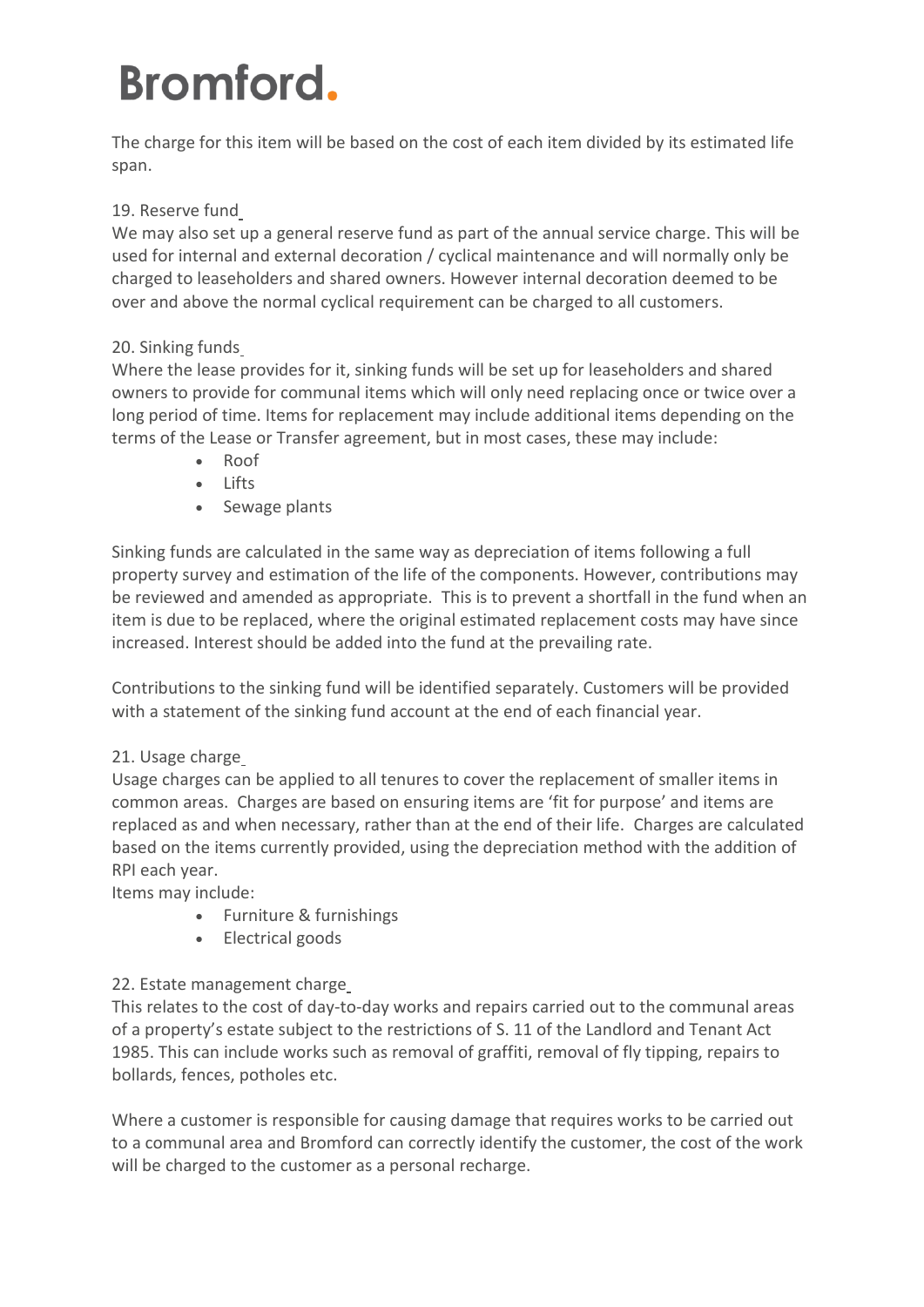The charge for this item will be based on the cost of each item divided by its estimated life span.

19. Reserve fund

We may also set up a general reserve fund as part of the annual service charge. This will be used for internal and external decoration / cyclical maintenance and will normally only be charged to leaseholders and shared owners. However internal decoration deemed to be over and above the normal cyclical requirement can be charged to all customers.

20. Sinking funds

Where the lease provides for it, sinking funds will be set up for leaseholders and shared owners to provide for communal items which will only need replacing once or twice over a long period of time. Items for replacement may include additional items depending on the terms of the Lease or Transfer agreement, but in most cases, these may include:

- Roof
- Lifts
- Sewage plants

Sinking funds are calculated in the same way as depreciation of items following a full property survey and estimation of the life of the components. However, contributions may be reviewed and amended as appropriate. This is to prevent a shortfall in the fund when an item is due to be replaced, where the original estimated replacement costs may have since increased. Interest should be added into the fund at the prevailing rate.

Contributions to the sinking fund will be identified separately. Customers will be provided with a statement of the sinking fund account at the end of each financial year.

21. Usage charge

Usage charges can be applied to all tenures to cover the replacement of smaller items in common areas. Charges are based on ensuring items are 'fit for purpose' and items are replaced as and when necessary, rather than at the end of their life. Charges are calculated based on the items currently provided, using the depreciation method with the addition of RPI each year.

Items may include:

- Furniture & furnishings
- Electrical goods

22. Estate management charge

This relates to the cost of day-to-day works and repairs carried out to the communal areas of a property's estate subject to the restrictions of S. 11 of the Landlord and Tenant Act 1985. This can include works such as removal of graffiti, removal of fly tipping, repairs to bollards, fences, potholes etc.

Where a customer is responsible for causing damage that requires works to be carried out to a communal area and Bromford can correctly identify the customer, the cost of the work will be charged to the customer as a personal recharge.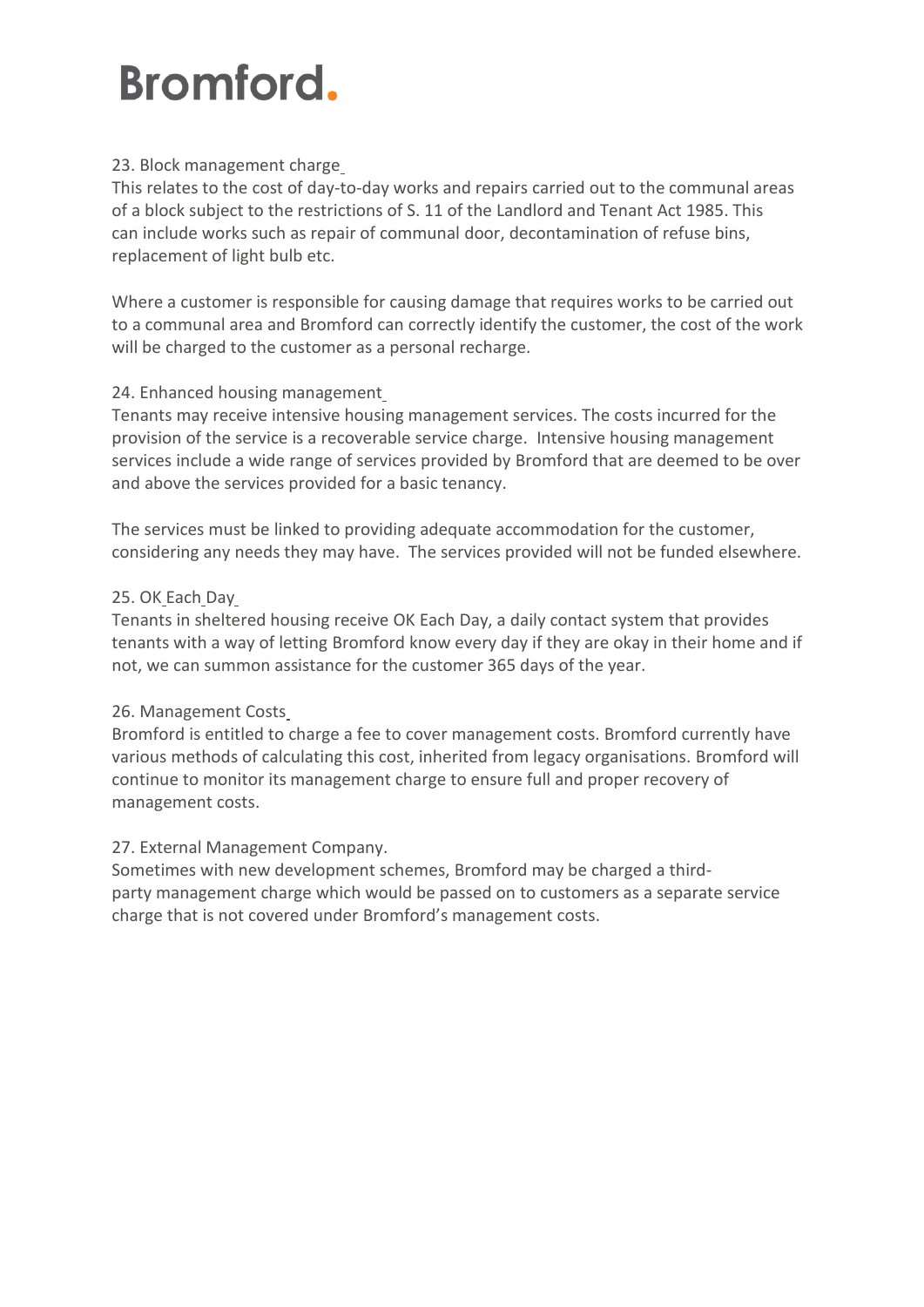### 23. Block management charge

This relates to the cost of day-to-day works and repairs carried out to the communal areas of a block subject to the restrictions of S. 11 of the Landlord and Tenant Act 1985. This can include works such as repair of communal door, decontamination of refuse bins, replacement of light bulb etc.

Where a customer is responsible for causing damage that requires works to be carried out to a communal area and Bromford can correctly identify the customer, the cost of the work will be charged to the customer as a personal recharge.

### 24. Enhanced housing management

Tenants may receive intensive housing management services. The costs incurred for the provision of the service is a recoverable service charge. Intensive housing management services include a wide range of services provided by Bromford that are deemed to be over and above the services provided for a basic tenancy.

The services must be linked to providing adequate accommodation for the customer, considering any needs they may have. The services provided will not be funded elsewhere.

### 25. OK Each Day

Tenants in sheltered housing receive OK Each Day, a daily contact system that provides tenants with a way of letting Bromford know every day if they are okay in their home and if not, we can summon assistance for the customer 365 days of the year.

### 26. Management Costs

Bromford is entitled to charge a fee to cover management costs. Bromford currently have various methods of calculating this cost, inherited from legacy organisations. Bromford will continue to monitor its management charge to ensure full and proper recovery of management costs.

### 27. External Management Company.

Sometimes with new development schemes, Bromford may be charged a third-party management charge which would be passed on to customers as a separate service charge that is not covered under Bromford's management costs.